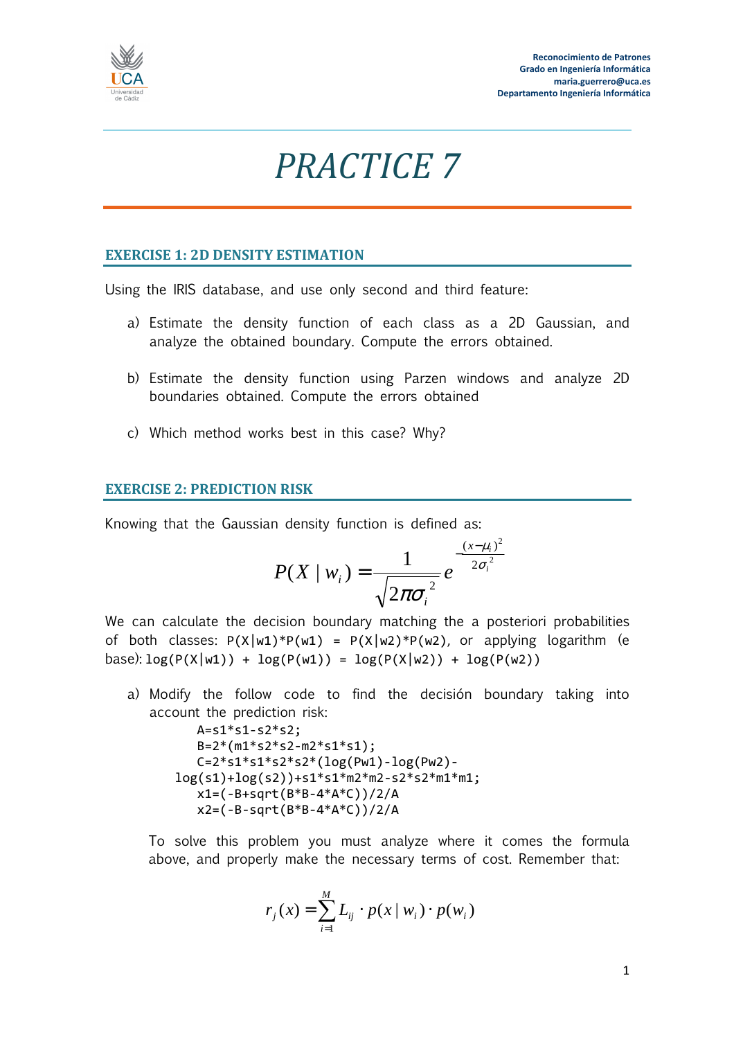# PRACTICE 7

## EXERCISE 1: 2D DENSITY ESTIMATION

Using the IRIS database, and use only second and third feature:

a) Estimate the density function of each class as a 2D Gaussian, and analyze the obtained boundary. Compute the errors obtained.

b) Estimate the density function using Parzen windows and analyze 2D boundaries obtained. Compute the errors obtained

c) Which method works best in this case? Why?

## EXERCISE 2: PREDICTION RISK

Knowing that the Gaussian density function is defined as:

$$P(X \mid w_i) = \frac{1}{\sqrt{2\pi\sigma_i^2}} e^{-\frac{(x-\mu_i)^2}{2\sigma_i^2}}$$

We can calculate the decision boundary matching the a posteriori probabilities of both classes: `P(X|w1)*P(w1) = P(X|w2)*P(w2)`, or applying logarithm (e base): `log(P(X|w1)) + log(P(w1)) = log(P(X|w2)) + log(P(w2))`

a) Modify the follow code to find the decisión boundary taking into account the prediction risk:

```
A=s1*s1-s2*s2;
B=2*(m1*s2*s2-m2*s1*s1);
C=2*s1*s1*s2*s2*(log(Pw1)-log(Pw2)-
log(s1)+log(s2))+s1*s1*m2*m2-s2*s2*m1*m1;
x1=(-B+sqrt(B*B-4*A*C))/2/A
x2=(-B-sqrt(B*B-4*A*C))/2/A
```

To solve this problem you must analyze where it comes the formula above, and properly make the necessary terms of cost. Remember that:

$$r_j(x) = \sum_{i=1}^{M} L_{ij} \cdot p(x \mid w_i) \cdot p(w_i)$$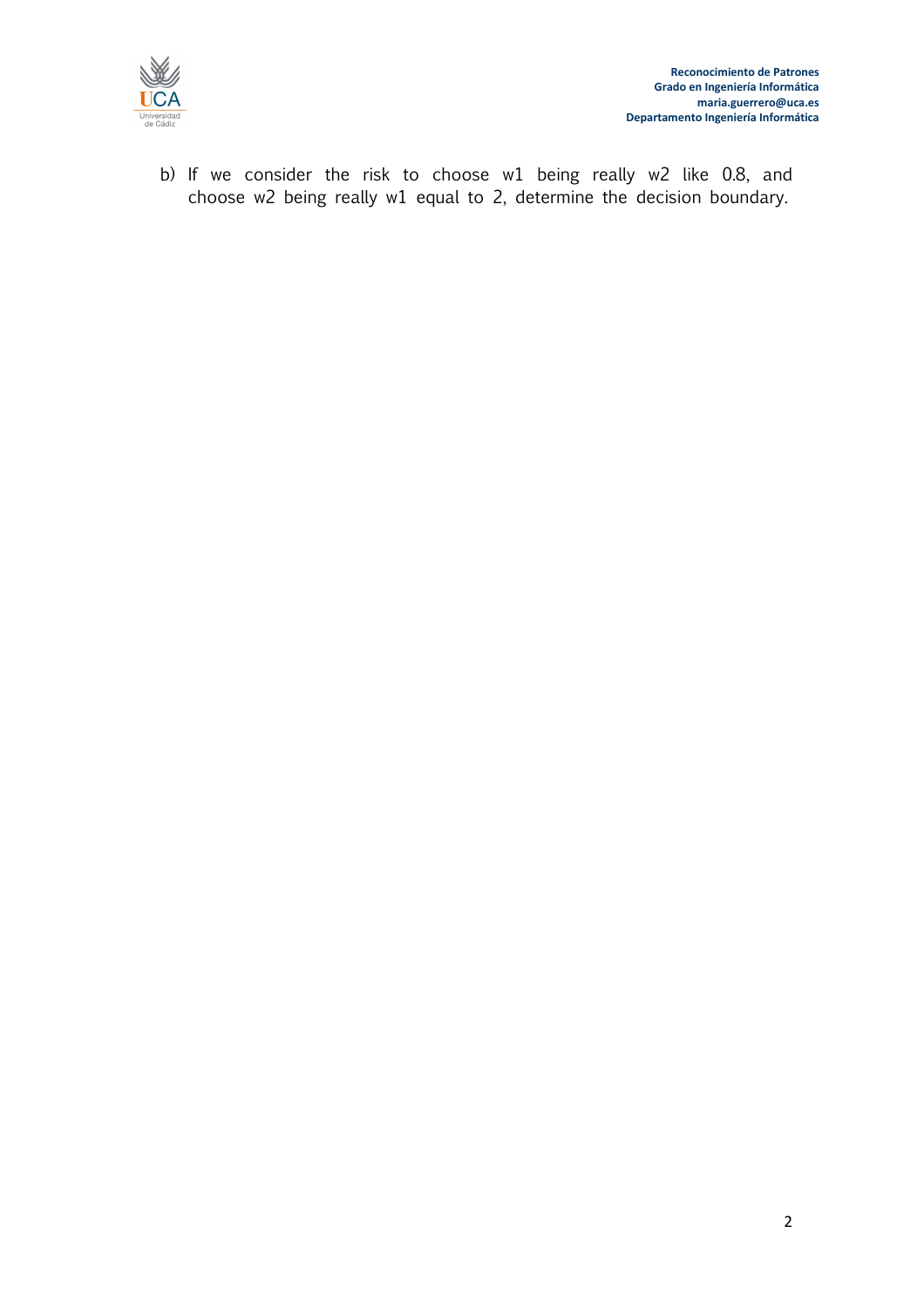b) If we consider the risk to choose w1 being really w2 like 0.8, and choose w2 being really w1 equal to 2, determine the decision boundary.